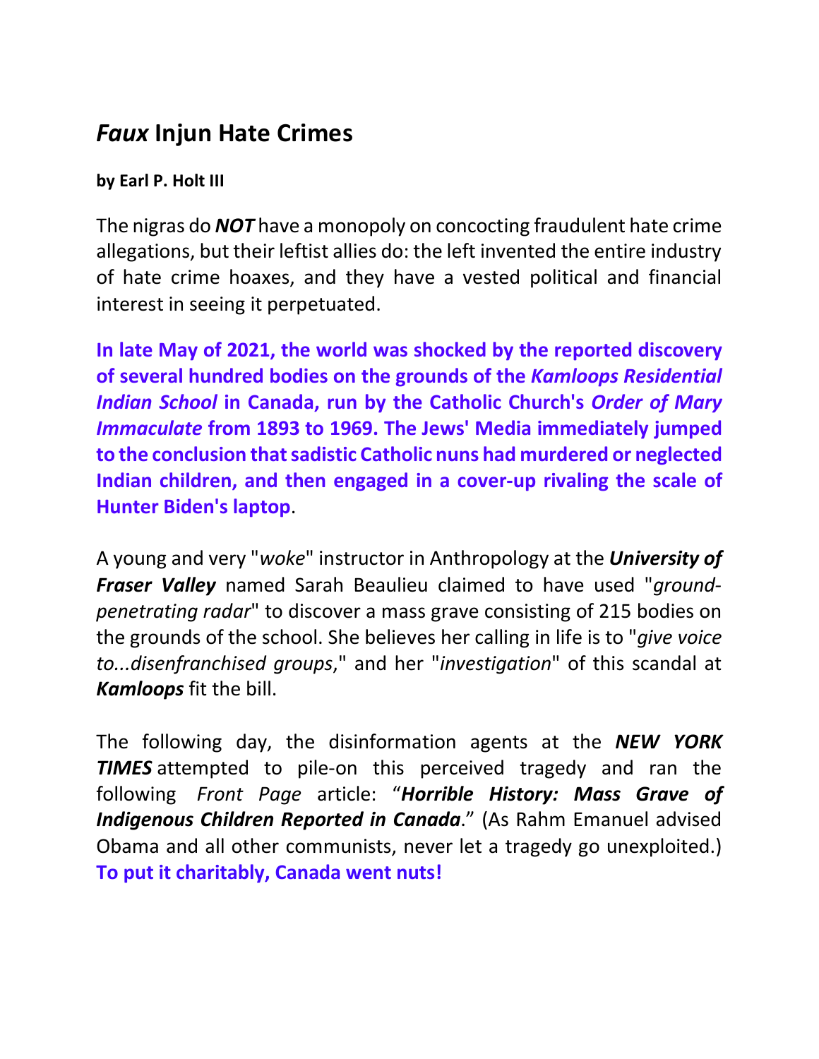# *Faux* Injun Hate Crimes

**by Earl P. Holt III**

The nigras do ***NOT*** have a monopoly on concocting fraudulent hate crime allegations, but their leftist allies do: the left invented the entire industry of hate crime hoaxes, and they have a vested political and financial interest in seeing it perpetuated.

**In late May of 2021, the world was shocked by the reported discovery of several hundred bodies on the grounds of the *Kamloops Residential Indian School* in Canada, run by the Catholic Church's *Order of Mary Immaculate* from 1893 to 1969. The Jews' Media immediately jumped to the conclusion that sadistic Catholic nuns had murdered or neglected Indian children, and then engaged in a cover-up rivaling the scale of Hunter Biden's laptop**.

A young and very "*woke*" instructor in Anthropology at the ***University of Fraser Valley*** named Sarah Beaulieu claimed to have used "*ground-penetrating radar*" to discover a mass grave consisting of 215 bodies on the grounds of the school. She believes her calling in life is to "*give voice to...disenfranchised groups*," and her "*investigation*" of this scandal at ***Kamloops*** fit the bill.

The following day, the disinformation agents at the ***NEW YORK TIMES*** attempted to pile-on this perceived tragedy and ran the following *Front Page* article: "***Horrible History: Mass Grave of Indigenous Children Reported in Canada***." (As Rahm Emanuel advised Obama and all other communists, never let a tragedy go unexploited.) **To put it charitably, Canada went nuts!**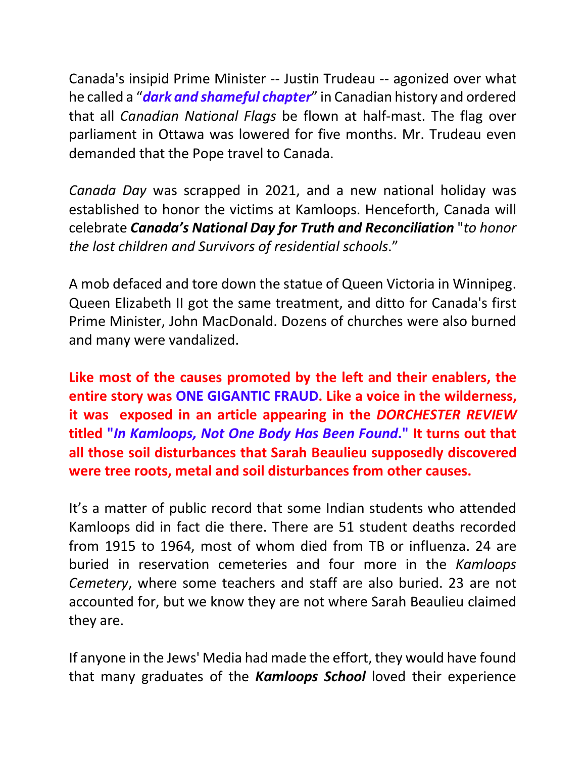Canada's insipid Prime Minister -- Justin Trudeau -- agonized over what he called a "***dark and shameful chapter***" in Canadian history and ordered that all *Canadian National Flags* be flown at half-mast. The flag over parliament in Ottawa was lowered for five months. Mr. Trudeau even demanded that the Pope travel to Canada.

*Canada Day* was scrapped in 2021, and a new national holiday was established to honor the victims at Kamloops. Henceforth, Canada will celebrate ***Canada's National Day for Truth and Reconciliation*** "*to honor the lost children and Survivors of residential schools*."

A mob defaced and tore down the statue of Queen Victoria in Winnipeg. Queen Elizabeth II got the same treatment, and ditto for Canada's first Prime Minister, John MacDonald. Dozens of churches were also burned and many were vandalized.

**Like most of the causes promoted by the left and their enablers, the entire story was ONE GIGANTIC FRAUD. Like a voice in the wilderness, it was exposed in an article appearing in the *DORCHESTER REVIEW* titled "*In Kamloops, Not One Body Has Been Found*." It turns out that all those soil disturbances that Sarah Beaulieu supposedly discovered were tree roots, metal and soil disturbances from other causes.**

It's a matter of public record that some Indian students who attended Kamloops did in fact die there. There are 51 student deaths recorded from 1915 to 1964, most of whom died from TB or influenza. 24 are buried in reservation cemeteries and four more in the *Kamloops Cemetery*, where some teachers and staff are also buried. 23 are not accounted for, but we know they are not where Sarah Beaulieu claimed they are.

If anyone in the Jews' Media had made the effort, they would have found that many graduates of the ***Kamloops School*** loved their experience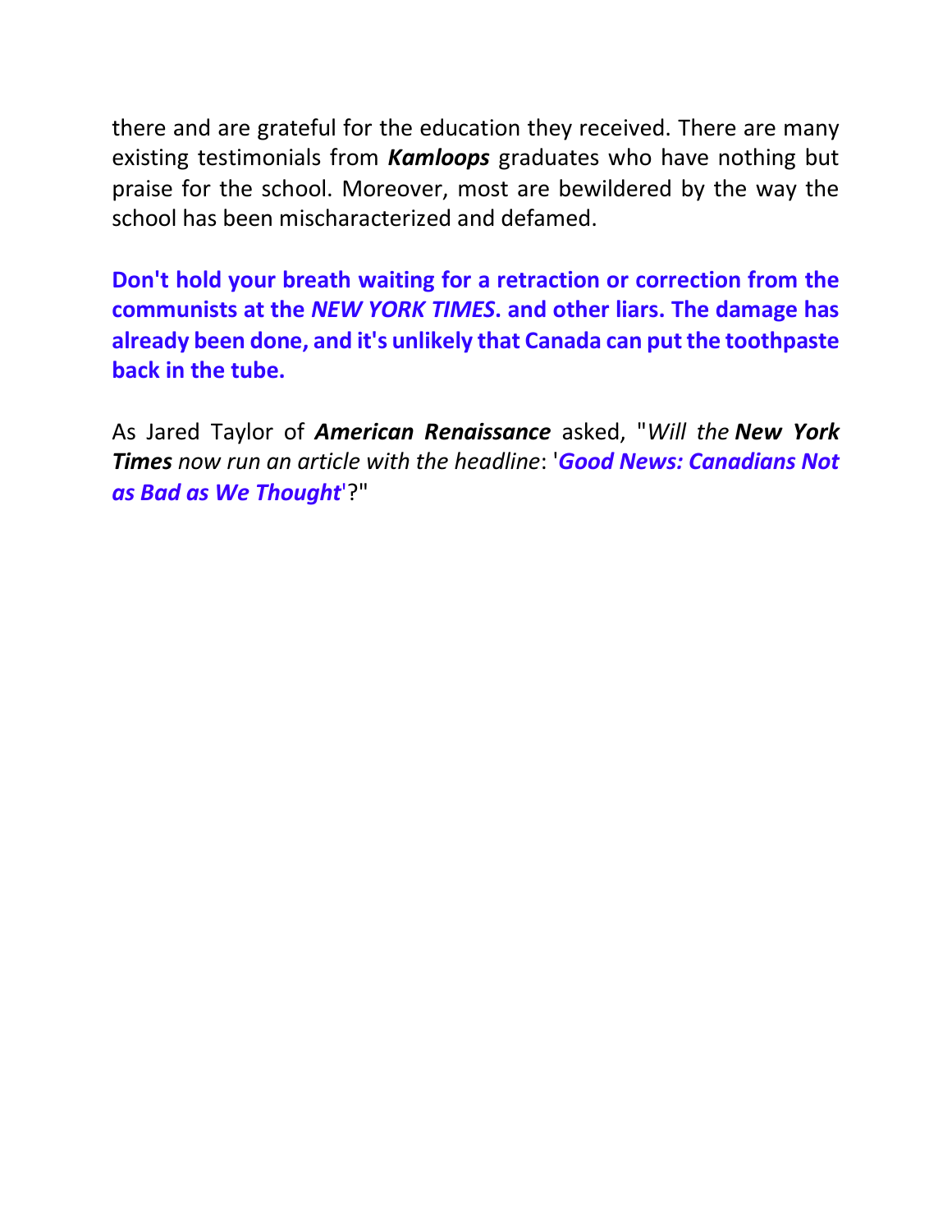there and are grateful for the education they received. There are many existing testimonials from ***Kamloops*** graduates who have nothing but praise for the school. Moreover, most are bewildered by the way the school has been mischaracterized and defamed.

**Don't hold your breath waiting for a retraction or correction from the communists at the *NEW YORK TIMES*. and other liars. The damage has already been done, and it's unlikely that Canada can put the toothpaste back in the tube.**

As Jared Taylor of ***American Renaissance*** asked, "*Will the **New York Times** now run an article with the headline*: '***Good News: Canadians Not as Bad as We Thought***'?"